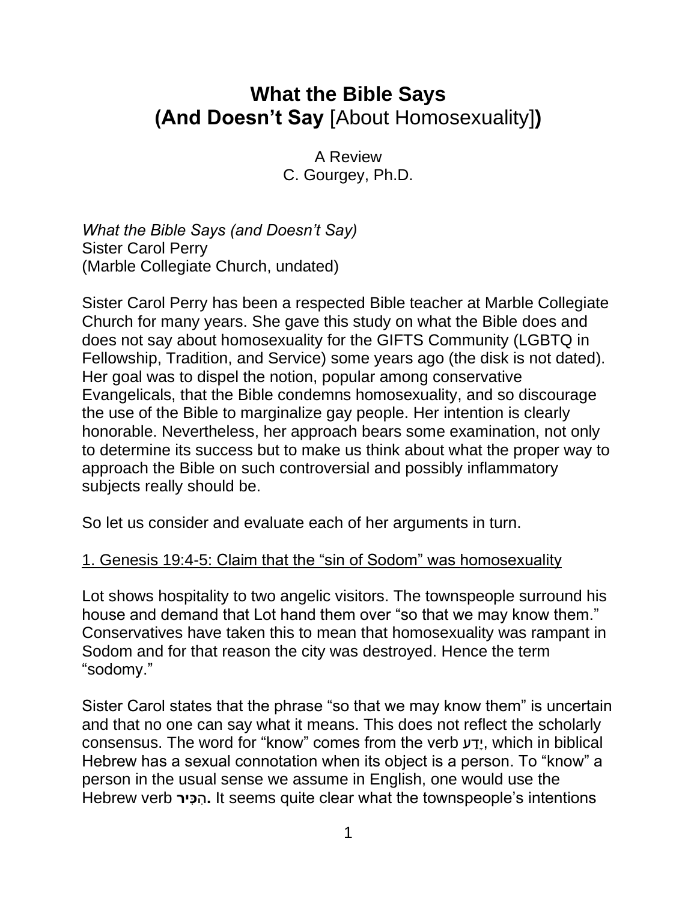# What the Bible Says (And Doesn't Say [About Homosexuality])

A Review
C. Gourgey, Ph.D.

*What the Bible Says (and Doesn't Say)*
Sister Carol Perry
(Marble Collegiate Church, undated)

Sister Carol Perry has been a respected Bible teacher at Marble Collegiate Church for many years. She gave this study on what the Bible does and does not say about homosexuality for the GIFTS Community (LGBTQ in Fellowship, Tradition, and Service) some years ago (the disk is not dated). Her goal was to dispel the notion, popular among conservative Evangelicals, that the Bible condemns homosexuality, and so discourage the use of the Bible to marginalize gay people. Her intention is clearly honorable. Nevertheless, her approach bears some examination, not only to determine its success but to make us think about what the proper way to approach the Bible on such controversial and possibly inflammatory subjects really should be.

So let us consider and evaluate each of her arguments in turn.

<u>1. Genesis 19:4-5: Claim that the "sin of Sodom" was homosexuality</u>

Lot shows hospitality to two angelic visitors. The townspeople surround his house and demand that Lot hand them over "so that we may know them." Conservatives have taken this to mean that homosexuality was rampant in Sodom and for that reason the city was destroyed. Hence the term "sodomy."

Sister Carol states that the phrase "so that we may know them" is uncertain and that no one can say what it means. This does not reflect the scholarly consensus. The word for "know" comes from the verb יָדַע, which in biblical Hebrew has a sexual connotation when its object is a person. To "know" a person in the usual sense we assume in English, one would use the Hebrew verb **הִכִּיר.** It seems quite clear what the townspeople's intentions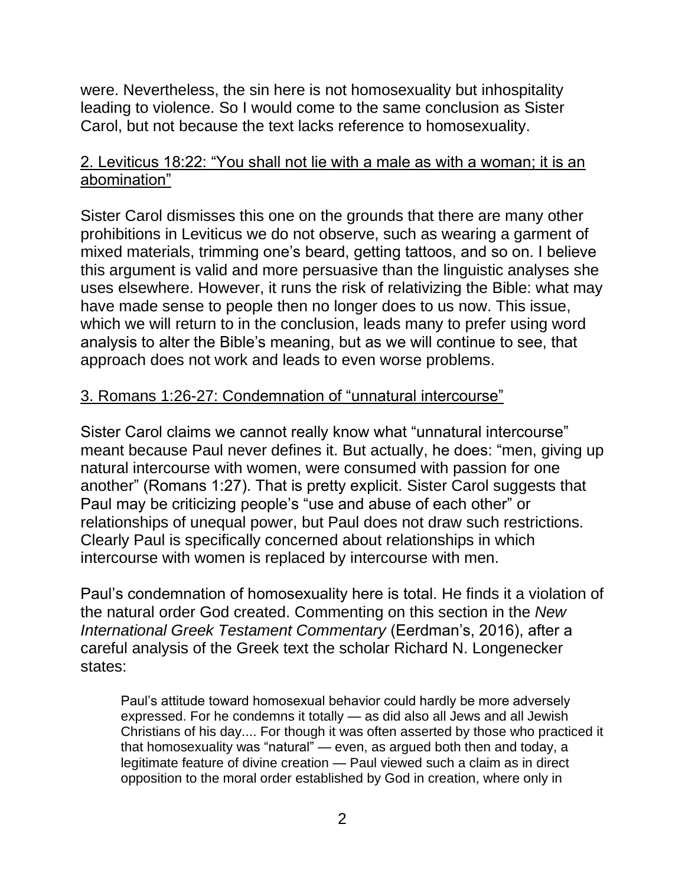were. Nevertheless, the sin here is not homosexuality but inhospitality leading to violence. So I would come to the same conclusion as Sister Carol, but not because the text lacks reference to homosexuality.

## 2. Leviticus 18:22: "You shall not lie with a male as with a woman; it is an abomination"

Sister Carol dismisses this one on the grounds that there are many other prohibitions in Leviticus we do not observe, such as wearing a garment of mixed materials, trimming one's beard, getting tattoos, and so on. I believe this argument is valid and more persuasive than the linguistic analyses she uses elsewhere. However, it runs the risk of relativizing the Bible: what may have made sense to people then no longer does to us now. This issue, which we will return to in the conclusion, leads many to prefer using word analysis to alter the Bible's meaning, but as we will continue to see, that approach does not work and leads to even worse problems.

## 3. Romans 1:26-27: Condemnation of "unnatural intercourse"

Sister Carol claims we cannot really know what "unnatural intercourse" meant because Paul never defines it. But actually, he does: "men, giving up natural intercourse with women, were consumed with passion for one another" (Romans 1:27). That is pretty explicit. Sister Carol suggests that Paul may be criticizing people's "use and abuse of each other" or relationships of unequal power, but Paul does not draw such restrictions. Clearly Paul is specifically concerned about relationships in which intercourse with women is replaced by intercourse with men.

Paul's condemnation of homosexuality here is total. He finds it a violation of the natural order God created. Commenting on this section in the *New International Greek Testament Commentary* (Eerdman's, 2016), after a careful analysis of the Greek text the scholar Richard N. Longenecker states:

> Paul's attitude toward homosexual behavior could hardly be more adversely expressed. For he condemns it totally — as did also all Jews and all Jewish Christians of his day.... For though it was often asserted by those who practiced it that homosexuality was "natural" — even, as argued both then and today, a legitimate feature of divine creation — Paul viewed such a claim as in direct opposition to the moral order established by God in creation, where only in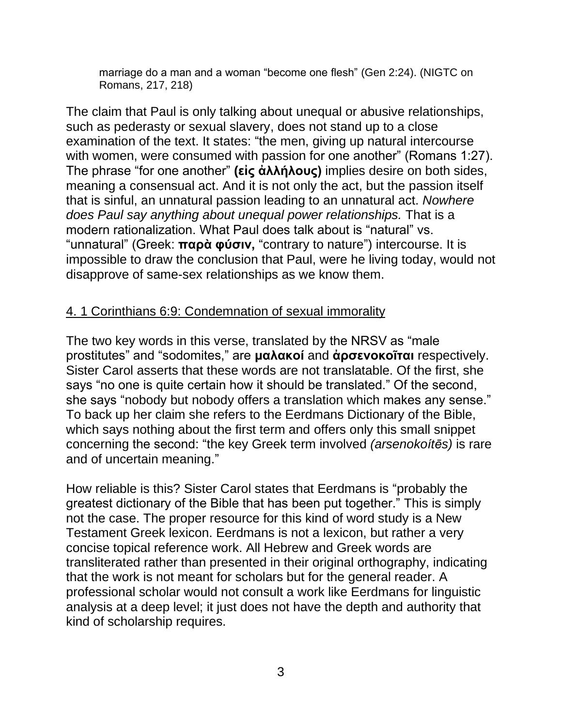> marriage do a man and a woman "become one flesh" (Gen 2:24). (NIGTC on Romans, 217, 218)

The claim that Paul is only talking about unequal or abusive relationships, such as pederasty or sexual slavery, does not stand up to a close examination of the text. It states: "the men, giving up natural intercourse with women, were consumed with passion for one another" (Romans 1:27). The phrase "for one another" **(εἰς ἀλλήλους)** implies desire on both sides, meaning a consensual act. And it is not only the act, but the passion itself that is sinful, an unnatural passion leading to an unnatural act. *Nowhere does Paul say anything about unequal power relationships.* That is a modern rationalization. What Paul does talk about is "natural" vs. "unnatural" (Greek: **παρὰ φύσιν,** "contrary to nature") intercourse. It is impossible to draw the conclusion that Paul, were he living today, would not disapprove of same-sex relationships as we know them.

4. 1 Corinthians 6:9: Condemnation of sexual immorality

The two key words in this verse, translated by the NRSV as "male prostitutes" and "sodomites," are **μαλακοί** and **ἀρσενοκοῖται** respectively. Sister Carol asserts that these words are not translatable. Of the first, she says "no one is quite certain how it should be translated." Of the second, she says "nobody but nobody offers a translation which makes any sense." To back up her claim she refers to the Eerdmans Dictionary of the Bible, which says nothing about the first term and offers only this small snippet concerning the second: "the key Greek term involved *(arsenokoítēs)* is rare and of uncertain meaning."

How reliable is this? Sister Carol states that Eerdmans is "probably the greatest dictionary of the Bible that has been put together." This is simply not the case. The proper resource for this kind of word study is a New Testament Greek lexicon. Eerdmans is not a lexicon, but rather a very concise topical reference work. All Hebrew and Greek words are transliterated rather than presented in their original orthography, indicating that the work is not meant for scholars but for the general reader. A professional scholar would not consult a work like Eerdmans for linguistic analysis at a deep level; it just does not have the depth and authority that kind of scholarship requires.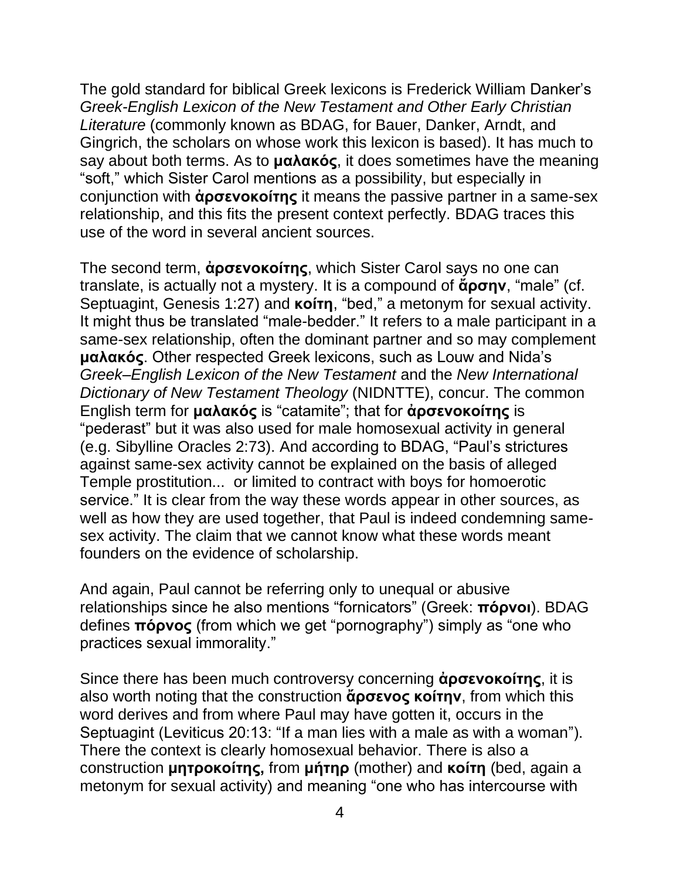The gold standard for biblical Greek lexicons is Frederick William Danker's *Greek-English Lexicon of the New Testament and Other Early Christian Literature* (commonly known as BDAG, for Bauer, Danker, Arndt, and Gingrich, the scholars on whose work this lexicon is based). It has much to say about both terms. As to **μαλακός**, it does sometimes have the meaning "soft," which Sister Carol mentions as a possibility, but especially in conjunction with **ἀρσενοκοίτης** it means the passive partner in a same-sex relationship, and this fits the present context perfectly. BDAG traces this use of the word in several ancient sources.

The second term, **ἀρσενοκοίτης**, which Sister Carol says no one can translate, is actually not a mystery. It is a compound of **ἄρσην**, "male" (cf. Septuagint, Genesis 1:27) and **κοίτη**, "bed," a metonym for sexual activity. It might thus be translated "male-bedder." It refers to a male participant in a same-sex relationship, often the dominant partner and so may complement **μαλακός**. Other respected Greek lexicons, such as Louw and Nida's *Greek–English Lexicon of the New Testament* and the *New International Dictionary of New Testament Theology* (NIDNTTE), concur. The common English term for **μαλακός** is "catamite"; that for **ἀρσενοκοίτης** is "pederast" but it was also used for male homosexual activity in general (e.g. Sibylline Oracles 2:73). And according to BDAG, "Paul's strictures against same-sex activity cannot be explained on the basis of alleged Temple prostitution... or limited to contract with boys for homoerotic service." It is clear from the way these words appear in other sources, as well as how they are used together, that Paul is indeed condemning same-sex activity. The claim that we cannot know what these words meant founders on the evidence of scholarship.

And again, Paul cannot be referring only to unequal or abusive relationships since he also mentions "fornicators" (Greek: **πόρνοι**). BDAG defines **πόρνος** (from which we get "pornography") simply as "one who practices sexual immorality."

Since there has been much controversy concerning **ἀρσενοκοίτης**, it is also worth noting that the construction **ἄρσενος κοίτην**, from which this word derives and from where Paul may have gotten it, occurs in the Septuagint (Leviticus 20:13: "If a man lies with a male as with a woman"). There the context is clearly homosexual behavior. There is also a construction **μητροκοίτης,** from **μήτηρ** (mother) and **κοίτη** (bed, again a metonym for sexual activity) and meaning "one who has intercourse with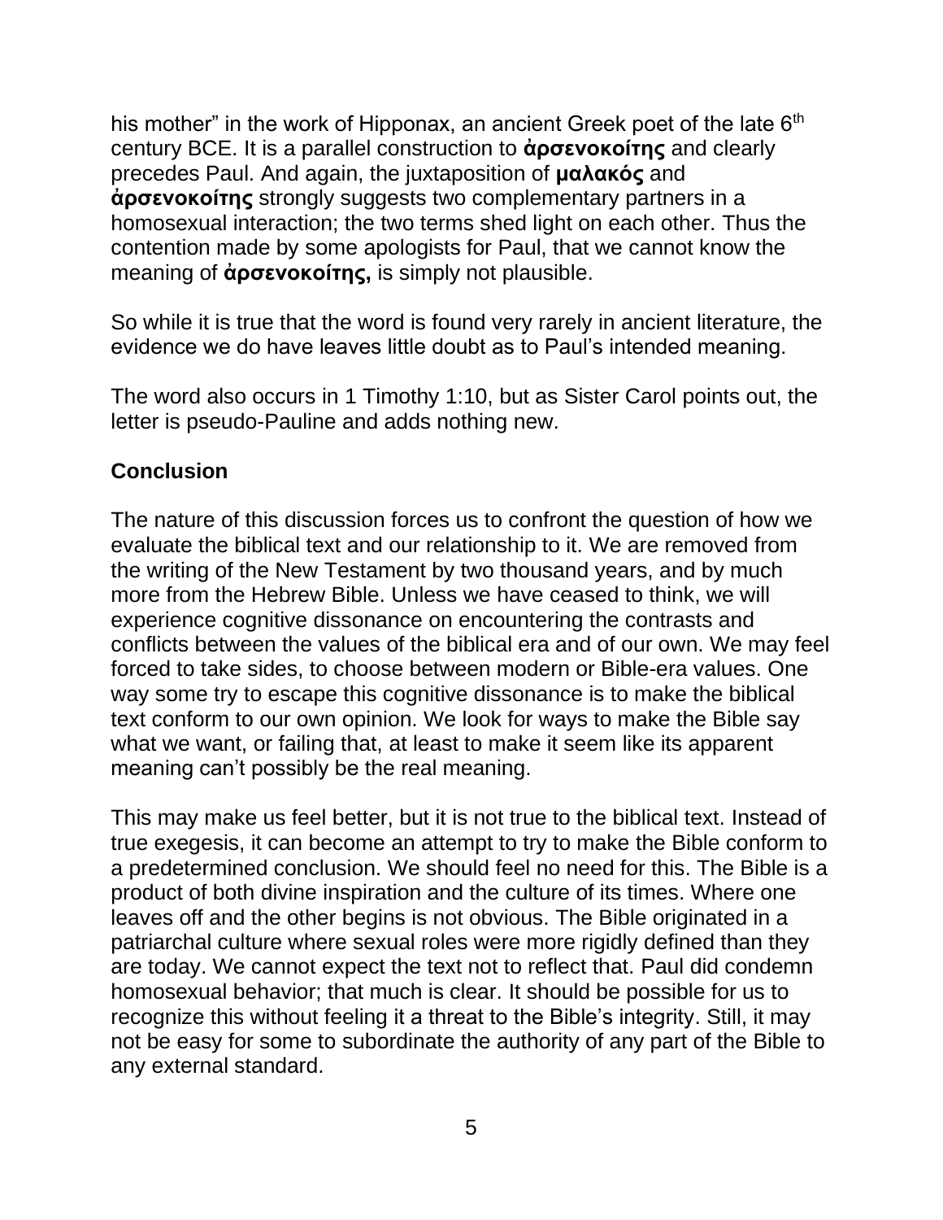his mother" in the work of Hipponax, an ancient Greek poet of the late 6th century BCE. It is a parallel construction to **ἀρσενοκοίτης** and clearly precedes Paul. And again, the juxtaposition of **μαλακός** and **ἀρσενοκοίτης** strongly suggests two complementary partners in a homosexual interaction; the two terms shed light on each other. Thus the contention made by some apologists for Paul, that we cannot know the meaning of **ἀρσενοκοίτης,** is simply not plausible.

So while it is true that the word is found very rarely in ancient literature, the evidence we do have leaves little doubt as to Paul's intended meaning.

The word also occurs in 1 Timothy 1:10, but as Sister Carol points out, the letter is pseudo-Pauline and adds nothing new.

**Conclusion**

The nature of this discussion forces us to confront the question of how we evaluate the biblical text and our relationship to it. We are removed from the writing of the New Testament by two thousand years, and by much more from the Hebrew Bible. Unless we have ceased to think, we will experience cognitive dissonance on encountering the contrasts and conflicts between the values of the biblical era and of our own. We may feel forced to take sides, to choose between modern or Bible-era values. One way some try to escape this cognitive dissonance is to make the biblical text conform to our own opinion. We look for ways to make the Bible say what we want, or failing that, at least to make it seem like its apparent meaning can't possibly be the real meaning.

This may make us feel better, but it is not true to the biblical text. Instead of true exegesis, it can become an attempt to try to make the Bible conform to a predetermined conclusion. We should feel no need for this. The Bible is a product of both divine inspiration and the culture of its times. Where one leaves off and the other begins is not obvious. The Bible originated in a patriarchal culture where sexual roles were more rigidly defined than they are today. We cannot expect the text not to reflect that. Paul did condemn homosexual behavior; that much is clear. It should be possible for us to recognize this without feeling it a threat to the Bible's integrity. Still, it may not be easy for some to subordinate the authority of any part of the Bible to any external standard.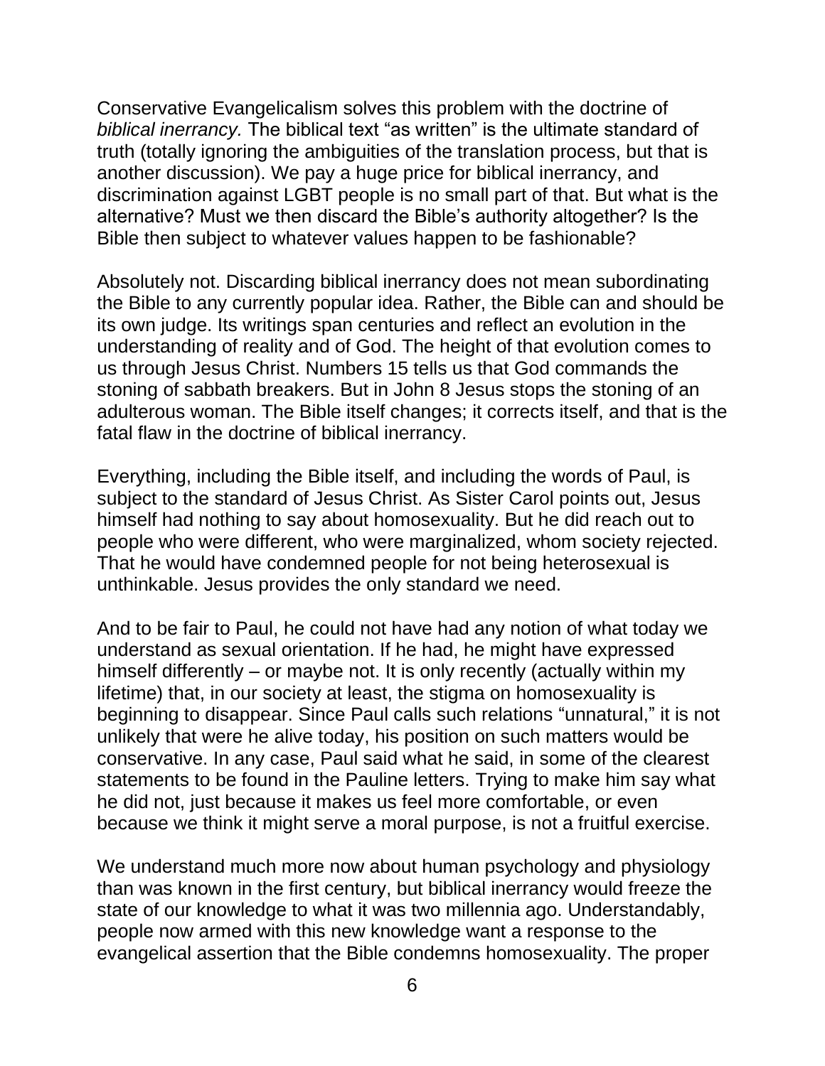Conservative Evangelicalism solves this problem with the doctrine of *biblical inerrancy.* The biblical text "as written" is the ultimate standard of truth (totally ignoring the ambiguities of the translation process, but that is another discussion). We pay a huge price for biblical inerrancy, and discrimination against LGBT people is no small part of that. But what is the alternative? Must we then discard the Bible's authority altogether? Is the Bible then subject to whatever values happen to be fashionable?

Absolutely not. Discarding biblical inerrancy does not mean subordinating the Bible to any currently popular idea. Rather, the Bible can and should be its own judge. Its writings span centuries and reflect an evolution in the understanding of reality and of God. The height of that evolution comes to us through Jesus Christ. Numbers 15 tells us that God commands the stoning of sabbath breakers. But in John 8 Jesus stops the stoning of an adulterous woman. The Bible itself changes; it corrects itself, and that is the fatal flaw in the doctrine of biblical inerrancy.

Everything, including the Bible itself, and including the words of Paul, is subject to the standard of Jesus Christ. As Sister Carol points out, Jesus himself had nothing to say about homosexuality. But he did reach out to people who were different, who were marginalized, whom society rejected. That he would have condemned people for not being heterosexual is unthinkable. Jesus provides the only standard we need.

And to be fair to Paul, he could not have had any notion of what today we understand as sexual orientation. If he had, he might have expressed himself differently – or maybe not. It is only recently (actually within my lifetime) that, in our society at least, the stigma on homosexuality is beginning to disappear. Since Paul calls such relations "unnatural," it is not unlikely that were he alive today, his position on such matters would be conservative. In any case, Paul said what he said, in some of the clearest statements to be found in the Pauline letters. Trying to make him say what he did not, just because it makes us feel more comfortable, or even because we think it might serve a moral purpose, is not a fruitful exercise.

We understand much more now about human psychology and physiology than was known in the first century, but biblical inerrancy would freeze the state of our knowledge to what it was two millennia ago. Understandably, people now armed with this new knowledge want a response to the evangelical assertion that the Bible condemns homosexuality. The proper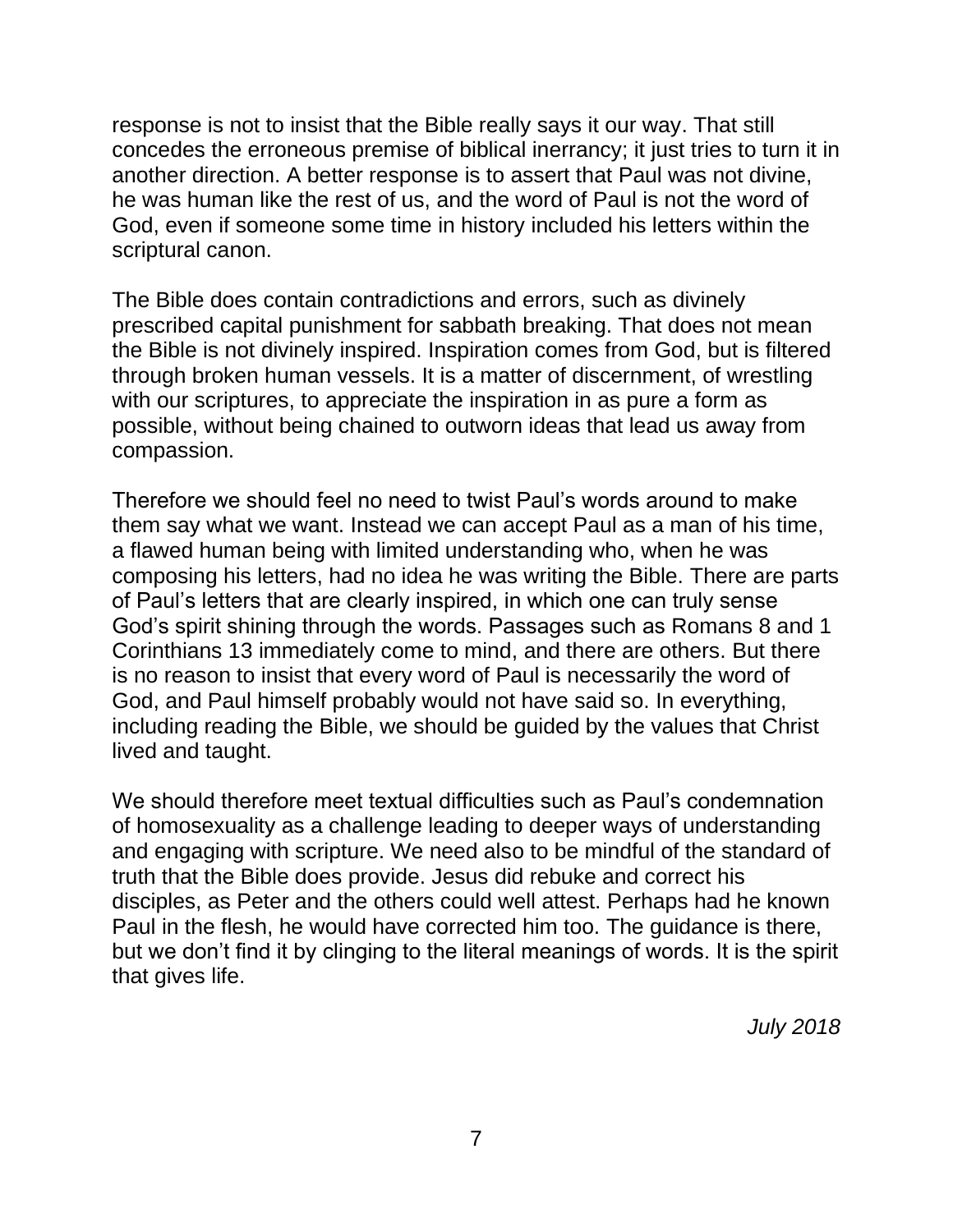response is not to insist that the Bible really says it our way. That still concedes the erroneous premise of biblical inerrancy; it just tries to turn it in another direction. A better response is to assert that Paul was not divine, he was human like the rest of us, and the word of Paul is not the word of God, even if someone some time in history included his letters within the scriptural canon.

The Bible does contain contradictions and errors, such as divinely prescribed capital punishment for sabbath breaking. That does not mean the Bible is not divinely inspired. Inspiration comes from God, but is filtered through broken human vessels. It is a matter of discernment, of wrestling with our scriptures, to appreciate the inspiration in as pure a form as possible, without being chained to outworn ideas that lead us away from compassion.

Therefore we should feel no need to twist Paul's words around to make them say what we want. Instead we can accept Paul as a man of his time, a flawed human being with limited understanding who, when he was composing his letters, had no idea he was writing the Bible. There are parts of Paul's letters that are clearly inspired, in which one can truly sense God's spirit shining through the words. Passages such as Romans 8 and 1 Corinthians 13 immediately come to mind, and there are others. But there is no reason to insist that every word of Paul is necessarily the word of God, and Paul himself probably would not have said so. In everything, including reading the Bible, we should be guided by the values that Christ lived and taught.

We should therefore meet textual difficulties such as Paul's condemnation of homosexuality as a challenge leading to deeper ways of understanding and engaging with scripture. We need also to be mindful of the standard of truth that the Bible does provide. Jesus did rebuke and correct his disciples, as Peter and the others could well attest. Perhaps had he known Paul in the flesh, he would have corrected him too. The guidance is there, but we don't find it by clinging to the literal meanings of words. It is the spirit that gives life.

*July 2018*